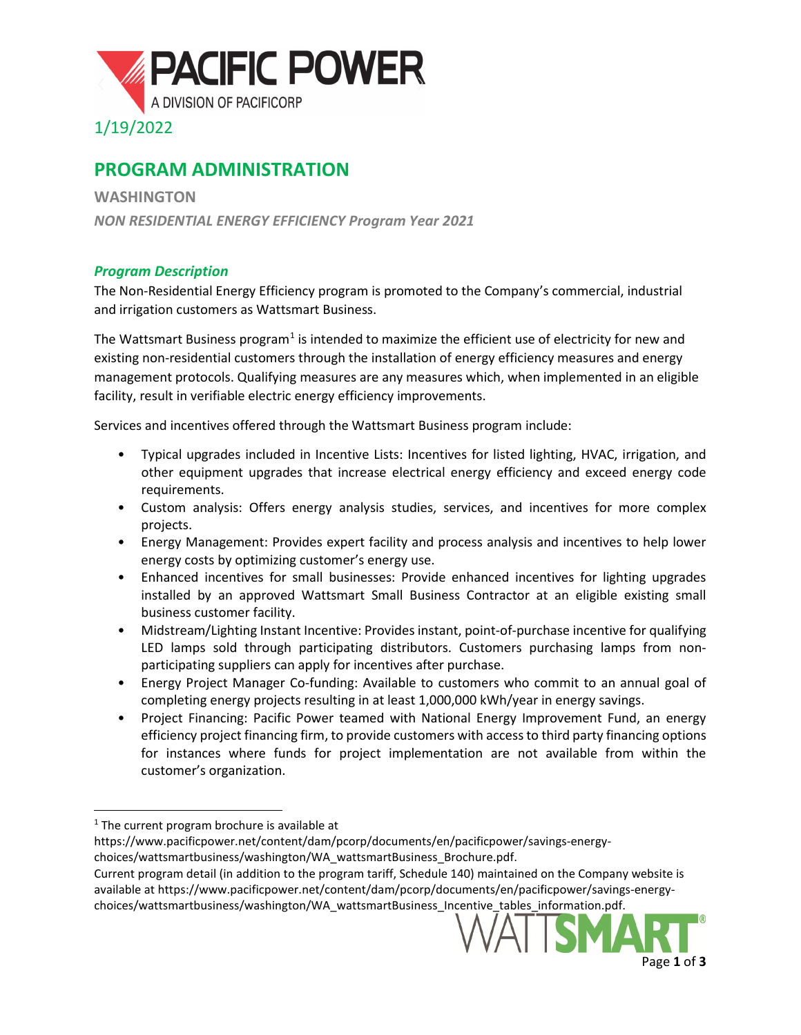PACIFIC POWER

A DIVISION OF PACIFICORP

1/19/2022

# PROGRAM ADMINISTRATION

## WASHINGTON

*NON RESIDENTIAL ENERGY EFFICIENCY Program Year 2021*

### *Program Description*

The Non-Residential Energy Efficiency program is promoted to the Company's commercial, industrial and irrigation customers as Wattsmart Business.

The Wattsmart Business program[1] is intended to maximize the efficient use of electricity for new and existing non-residential customers through the installation of energy efficiency measures and energy management protocols. Qualifying measures are any measures which, when implemented in an eligible facility, result in verifiable electric energy efficiency improvements.

Services and incentives offered through the Wattsmart Business program include:

- Typical upgrades included in Incentive Lists: Incentives for listed lighting, HVAC, irrigation, and other equipment upgrades that increase electrical energy efficiency and exceed energy code requirements.
- Custom analysis: Offers energy analysis studies, services, and incentives for more complex projects.
- Energy Management: Provides expert facility and process analysis and incentives to help lower energy costs by optimizing customer's energy use.
- Enhanced incentives for small businesses: Provide enhanced incentives for lighting upgrades installed by an approved Wattsmart Small Business Contractor at an eligible existing small business customer facility.
- Midstream/Lighting Instant Incentive: Provides instant, point-of-purchase incentive for qualifying LED lamps sold through participating distributors. Customers purchasing lamps from non-participating suppliers can apply for incentives after purchase.
- Energy Project Manager Co-funding: Available to customers who commit to an annual goal of completing energy projects resulting in at least 1,000,000 kWh/year in energy savings.
- Project Financing: Pacific Power teamed with National Energy Improvement Fund, an energy efficiency project financing firm, to provide customers with access to third party financing options for instances where funds for project implementation are not available from within the customer's organization.

---

[1] The current program brochure is available at https://www.pacificpower.net/content/dam/pcorp/documents/en/pacificpower/savings-energy-choices/wattsmartbusiness/washington/WA_wattsmartBusiness_Brochure.pdf.
Current program detail (in addition to the program tariff, Schedule 140) maintained on the Company website is available at https://www.pacificpower.net/content/dam/pcorp/documents/en/pacificpower/savings-energy-choices/wattsmartbusiness/washington/WA_wattsmartBusiness_Incentive_tables_information.pdf.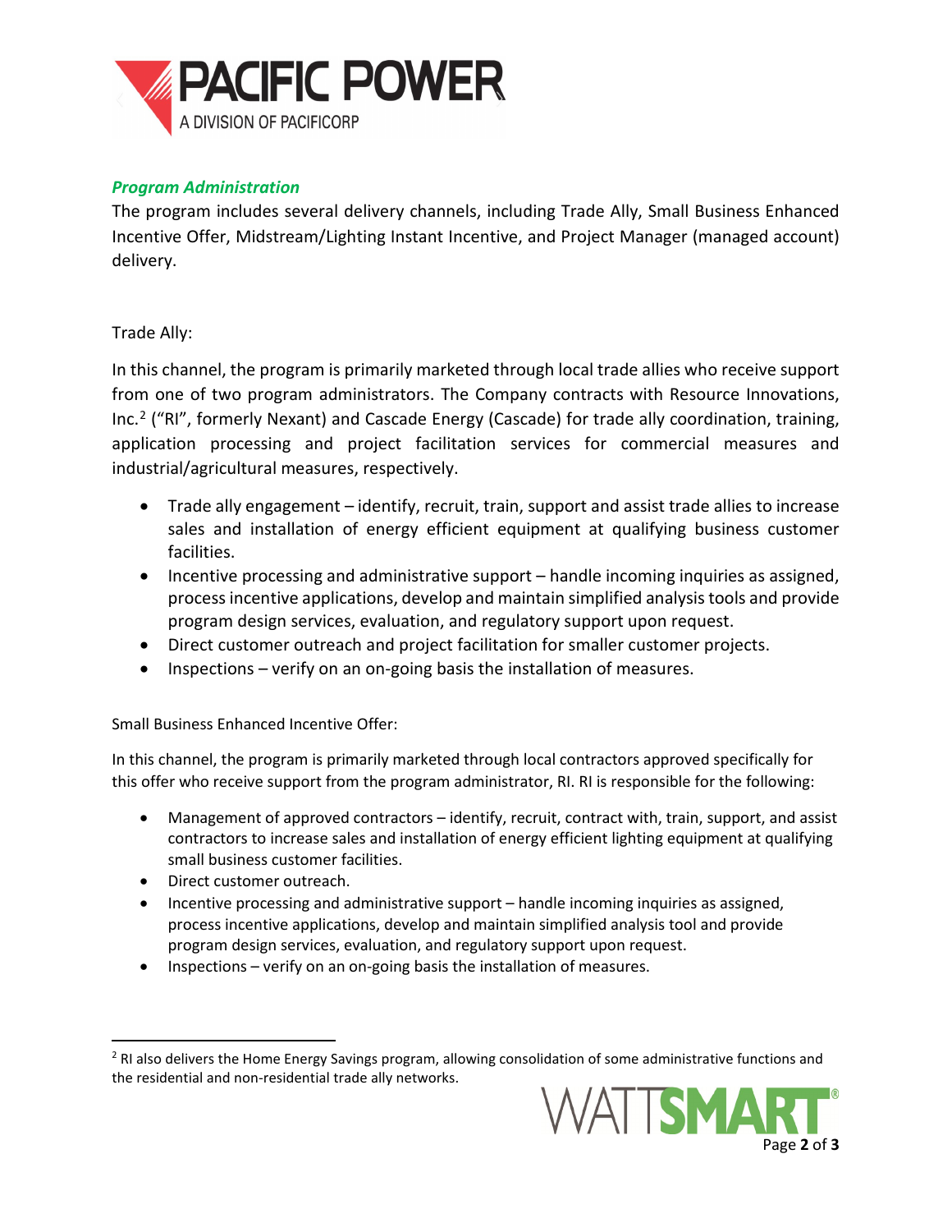### *Program Administration*

The program includes several delivery channels, including Trade Ally, Small Business Enhanced Incentive Offer, Midstream/Lighting Instant Incentive, and Project Manager (managed account) delivery.

Trade Ally:

In this channel, the program is primarily marketed through local trade allies who receive support from one of two program administrators. The Company contracts with Resource Innovations, Inc.[2] ("RI", formerly Nexant) and Cascade Energy (Cascade) for trade ally coordination, training, application processing and project facilitation services for commercial measures and industrial/agricultural measures, respectively.

- Trade ally engagement – identify, recruit, train, support and assist trade allies to increase sales and installation of energy efficient equipment at qualifying business customer facilities.
- Incentive processing and administrative support – handle incoming inquiries as assigned, process incentive applications, develop and maintain simplified analysis tools and provide program design services, evaluation, and regulatory support upon request.
- Direct customer outreach and project facilitation for smaller customer projects.
- Inspections – verify on an on-going basis the installation of measures.

Small Business Enhanced Incentive Offer:

In this channel, the program is primarily marketed through local contractors approved specifically for this offer who receive support from the program administrator, RI. RI is responsible for the following:

- Management of approved contractors – identify, recruit, contract with, train, support, and assist contractors to increase sales and installation of energy efficient lighting equipment at qualifying small business customer facilities.
- Direct customer outreach.
- Incentive processing and administrative support – handle incoming inquiries as assigned, process incentive applications, develop and maintain simplified analysis tool and provide program design services, evaluation, and regulatory support upon request.
- Inspections – verify on an on-going basis the installation of measures.

[2] RI also delivers the Home Energy Savings program, allowing consolidation of some administrative functions and the residential and non-residential trade ally networks.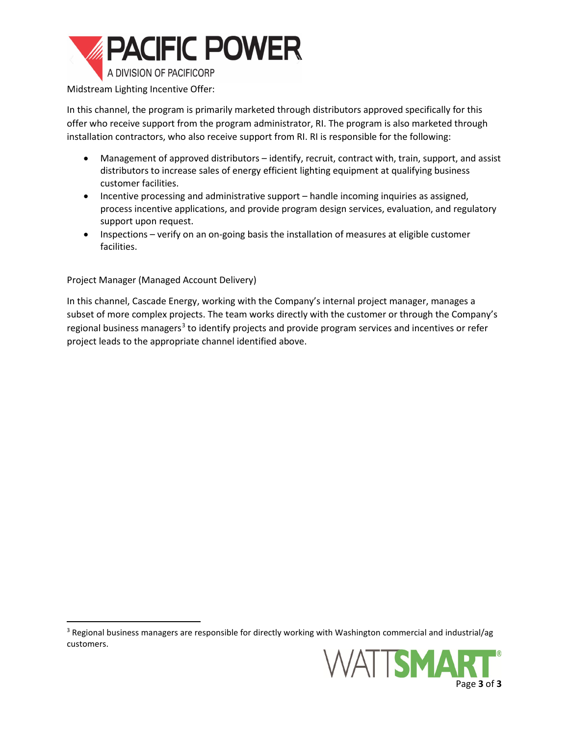Midstream Lighting Incentive Offer:

In this channel, the program is primarily marketed through distributors approved specifically for this offer who receive support from the program administrator, RI. The program is also marketed through installation contractors, who also receive support from RI. RI is responsible for the following:

- Management of approved distributors – identify, recruit, contract with, train, support, and assist distributors to increase sales of energy efficient lighting equipment at qualifying business customer facilities.
- Incentive processing and administrative support – handle incoming inquiries as assigned, process incentive applications, and provide program design services, evaluation, and regulatory support upon request.
- Inspections – verify on an on-going basis the installation of measures at eligible customer facilities.

Project Manager (Managed Account Delivery)

In this channel, Cascade Energy, working with the Company's internal project manager, manages a subset of more complex projects. The team works directly with the customer or through the Company's regional business managers[3] to identify projects and provide program services and incentives or refer project leads to the appropriate channel identified above.

[3] Regional business managers are responsible for directly working with Washington commercial and industrial/ag customers.